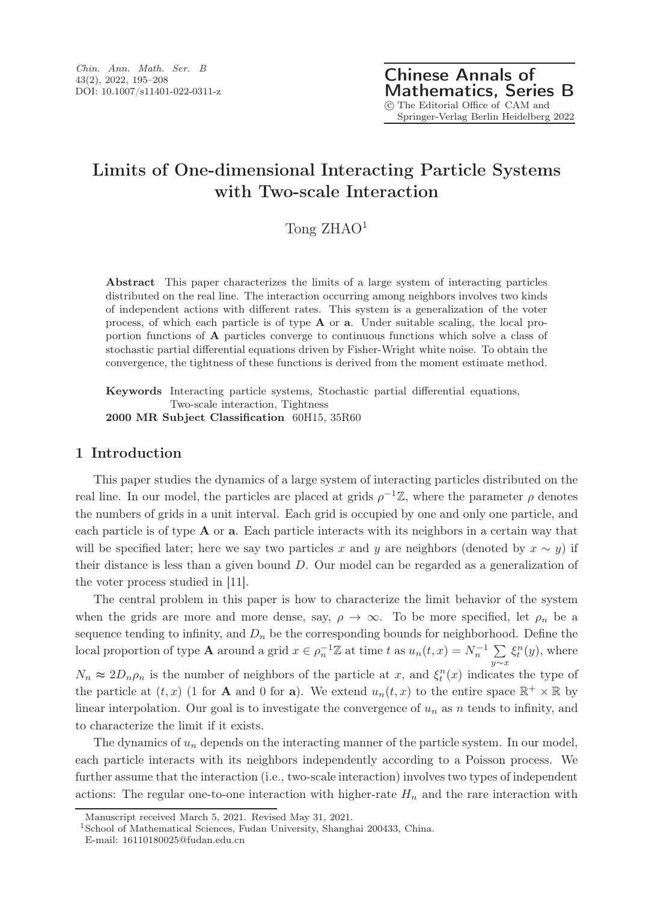# Limits of One-dimensional Interacting Particle Systems with Two-scale Interaction

Tong ZHAO[1]

**Abstract** This paper characterizes the limits of a large system of interacting particles distributed on the real line. The interaction occurring among neighbors involves two kinds of independent actions with different rates. This system is a generalization of the voter process, of which each particle is of type **A** or **a**. Under suitable scaling, the local proportion functions of **A** particles converge to continuous functions which solve a class of stochastic partial differential equations driven by Fisher-Wright white noise. To obtain the convergence, the tightness of these functions is derived from the moment estimate method.

**Keywords** Interacting particle systems, Stochastic partial differential equations, Two-scale interaction, Tightness

**2000 MR Subject Classification** 60H15, 35R60

## 1 Introduction

This paper studies the dynamics of a large system of interacting particles distributed on the real line. In our model, the particles are placed at grids $\rho^{-1}\mathbb{Z}$, where the parameter $\rho$ denotes the numbers of grids in a unit interval. Each grid is occupied by one and only one particle, and each particle is of type **A** or **a**. Each particle interacts with its neighbors in a certain way that will be specified later; here we say two particles $x$ and $y$ are neighbors (denoted by $x \sim y$) if their distance is less than a given bound $D$. Our model can be regarded as a generalization of the voter process studied in [11].

The central problem in this paper is how to characterize the limit behavior of the system when the grids are more and more dense, say, $\rho \to \infty$. To be more specified, let $\rho_n$ be a sequence tending to infinity, and $D_n$ be the corresponding bounds for neighborhood. Define the local proportion of type **A** around a grid $x \in \rho_n^{-1}\mathbb{Z}$ at time $t$ as $u_n(t,x) = N_n^{-1} \sum\limits_{y\sim x} \xi_t^n(y)$, where $N_n \approx 2D_n\rho_n$ is the number of neighbors of the particle at $x$, and $\xi_t^n(x)$ indicates the type of the particle at $(t,x)$ (1 for **A** and 0 for **a**). We extend $u_n(t,x)$ to the entire space $\mathbb{R}^+ \times \mathbb{R}$ by linear interpolation. Our goal is to investigate the convergence of $u_n$ as $n$ tends to infinity, and to characterize the limit if it exists.

The dynamics of $u_n$ depends on the interacting manner of the particle system. In our model, each particle interacts with its neighbors independently according to a Poisson process. We further assume that the interaction (i.e., two-scale interaction) involves two types of independent actions: The regular one-to-one interaction with higher-rate $H_n$ and the rare interaction with

Manuscript received March 5, 2021. Revised May 31, 2021.

[1]School of Mathematical Sciences, Fudan University, Shanghai 200433, China. E-mail: 16110180025@fudan.edu.cn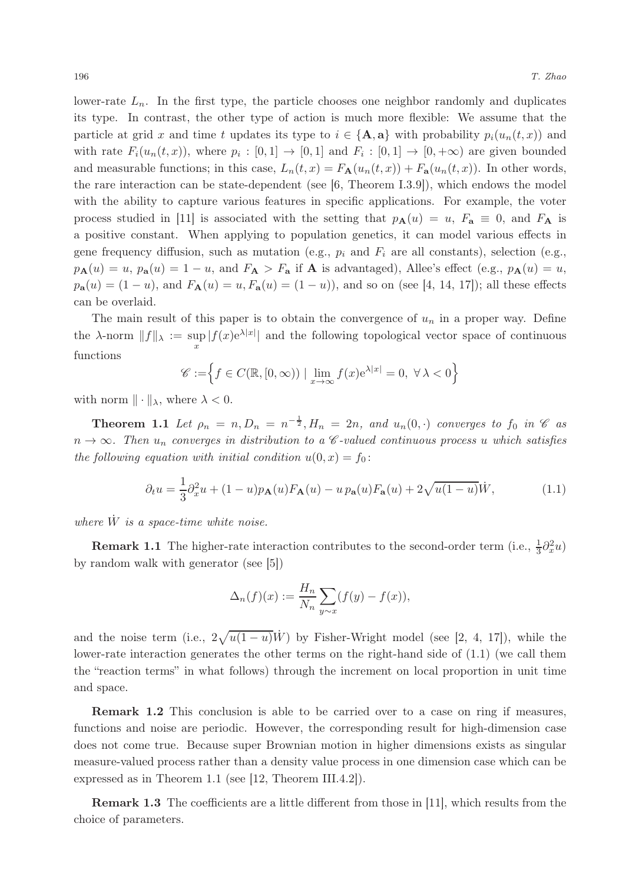lower-rate $L_n$. In the first type, the particle chooses one neighbor randomly and duplicates its type. In contrast, the other type of action is much more flexible: We assume that the particle at grid $x$ and time $t$ updates its type to $i \in \{\mathbf{A}, \mathbf{a}\}$ with probability $p_i(u_n(t,x))$ and with rate $F_i(u_n(t,x))$, where $p_i : [0,1] \to [0,1]$ and $F_i : [0,1] \to [0,+\infty)$ are given bounded and measurable functions; in this case, $L_n(t,x) = F_{\mathbf{A}}(u_n(t,x)) + F_{\mathbf{a}}(u_n(t,x))$. In other words, the rare interaction can be state-dependent (see [6, Theorem I.3.9]), which endows the model with the ability to capture various features in specific applications. For example, the voter process studied in [11] is associated with the setting that $p_{\mathbf{A}}(u) = u$, $F_{\mathbf{a}} \equiv 0$, and $F_{\mathbf{A}}$ is a positive constant. When applying to population genetics, it can model various effects in gene frequency diffusion, such as mutation (e.g., $p_i$ and $F_i$ are all constants), selection (e.g., $p_{\mathbf{A}}(u) = u$, $p_{\mathbf{a}}(u) = 1-u$, and $F_{\mathbf{A}} > F_{\mathbf{a}}$ if $\mathbf{A}$ is advantaged), Allee's effect (e.g., $p_{\mathbf{A}}(u) = u$, $p_{\mathbf{a}}(u) = (1-u)$, and $F_{\mathbf{A}}(u) = u, F_{\mathbf{a}}(u) = (1-u)$), and so on (see [4, 14, 17]); all these effects can be overlaid.

The main result of this paper is to obtain the convergence of $u_n$ in a proper way. Define the $\lambda$-norm $\|f\|_\lambda := \sup_x |f(x)\mathrm{e}^{\lambda|x|}|$ and the following topological vector space of continuous functions

$$\mathscr{C} := \Big\{ f \in C(\mathbb{R}, [0,\infty)) \mid \lim_{x\to\infty} f(x)\mathrm{e}^{\lambda|x|} = 0, \ \forall\, \lambda < 0 \Big\}$$

with norm $\|\cdot\|_\lambda$, where $\lambda < 0$.

**Theorem 1.1** *Let $\rho_n = n, D_n = n^{-\frac{1}{2}}, H_n = 2n$, and $u_n(0,\cdot)$ converges to $f_0$ in $\mathscr{C}$ as $n \to \infty$. Then $u_n$ converges in distribution to a $\mathscr{C}$-valued continuous process $u$ which satisfies the following equation with initial condition $u(0,x) = f_0$:*

$$\partial_t u = \frac{1}{3}\partial_x^2 u + (1-u)p_{\mathbf{A}}(u)F_{\mathbf{A}}(u) - u\, p_{\mathbf{a}}(u)F_{\mathbf{a}}(u) + 2\sqrt{u(1-u)}\dot{W}, \tag{1.1}$$

*where $\dot{W}$ is a space-time white noise.*

**Remark 1.1** The higher-rate interaction contributes to the second-order term (i.e., $\frac{1}{3}\partial_x^2 u$) by random walk with generator (see [5])

$$\Delta_n(f)(x) := \frac{H_n}{N_n}\sum_{y\sim x}(f(y) - f(x)),$$

and the noise term (i.e., $2\sqrt{u(1-u)}\dot{W}$) by Fisher-Wright model (see [2, 4, 17]), while the lower-rate interaction generates the other terms on the right-hand side of (1.1) (we call them the "reaction terms" in what follows) through the increment on local proportion in unit time and space.

**Remark 1.2** This conclusion is able to be carried over to a case on ring if measures, functions and noise are periodic. However, the corresponding result for high-dimension case does not come true. Because super Brownian motion in higher dimensions exists as singular measure-valued process rather than a density value process in one dimension case which can be expressed as in Theorem 1.1 (see [12, Theorem III.4.2]).

**Remark 1.3** The coefficients are a little different from those in [11], which results from the choice of parameters.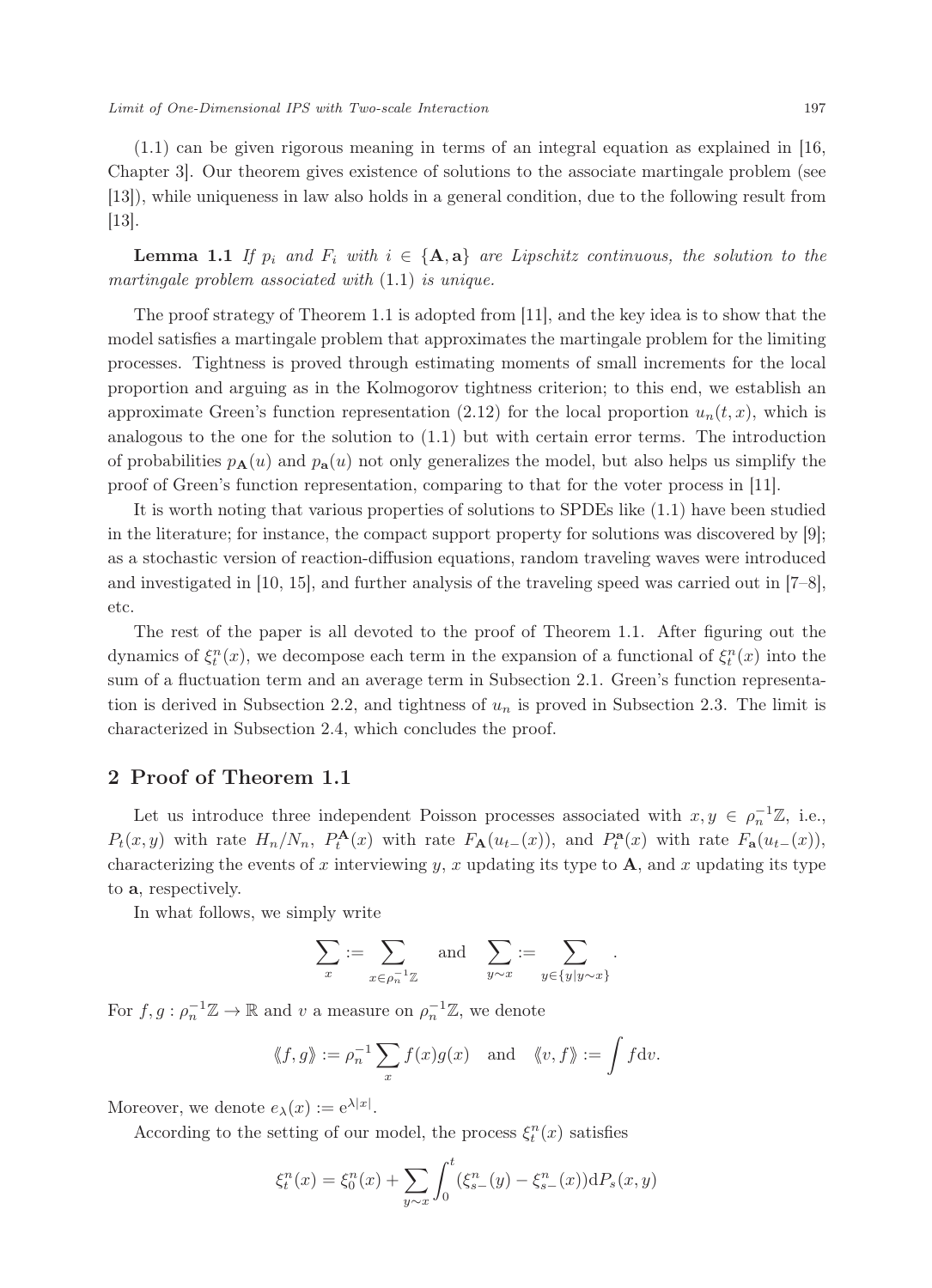(1.1) can be given rigorous meaning in terms of an integral equation as explained in [16, Chapter 3]. Our theorem gives existence of solutions to the associate martingale problem (see [13]), while uniqueness in law also holds in a general condition, due to the following result from [13].

**Lemma 1.1** *If $p_i$ and $F_i$ with $i \in \{\mathbf{A}, \mathbf{a}\}$ are Lipschitz continuous, the solution to the martingale problem associated with* (1.1) *is unique.*

The proof strategy of Theorem 1.1 is adopted from [11], and the key idea is to show that the model satisfies a martingale problem that approximates the martingale problem for the limiting processes. Tightness is proved through estimating moments of small increments for the local proportion and arguing as in the Kolmogorov tightness criterion; to this end, we establish an approximate Green's function representation (2.12) for the local proportion $u_n(t,x)$, which is analogous to the one for the solution to (1.1) but with certain error terms. The introduction of probabilities $p_{\mathbf{A}}(u)$ and $p_{\mathbf{a}}(u)$ not only generalizes the model, but also helps us simplify the proof of Green's function representation, comparing to that for the voter process in [11].

It is worth noting that various properties of solutions to SPDEs like (1.1) have been studied in the literature; for instance, the compact support property for solutions was discovered by [9]; as a stochastic version of reaction-diffusion equations, random traveling waves were introduced and investigated in [10, 15], and further analysis of the traveling speed was carried out in [7–8], etc.

The rest of the paper is all devoted to the proof of Theorem 1.1. After figuring out the dynamics of $\xi_t^n(x)$, we decompose each term in the expansion of a functional of $\xi_t^n(x)$ into the sum of a fluctuation term and an average term in Subsection 2.1. Green's function representation is derived in Subsection 2.2, and tightness of $u_n$ is proved in Subsection 2.3. The limit is characterized in Subsection 2.4, which concludes the proof.

## 2 Proof of Theorem 1.1

Let us introduce three independent Poisson processes associated with $x, y \in \rho_n^{-1}\mathbb{Z}$, i.e., $P_t(x,y)$ with rate $H_n/N_n$, $P_t^{\mathbf{A}}(x)$ with rate $F_{\mathbf{A}}(u_{t-}(x))$, and $P_t^{\mathbf{a}}(x)$ with rate $F_{\mathbf{a}}(u_{t-}(x))$, characterizing the events of $x$ interviewing $y$, $x$ updating its type to $\mathbf{A}$, and $x$ updating its type to $\mathbf{a}$, respectively.

In what follows, we simply write

$$\sum_x := \sum_{x \in \rho_n^{-1}\mathbb{Z}} \quad \text{and} \quad \sum_{y \sim x} := \sum_{y \in \{y | y \sim x\}}.$$

For $f, g : \rho_n^{-1}\mathbb{Z} \to \mathbb{R}$ and $v$ a measure on $\rho_n^{-1}\mathbb{Z}$, we denote

$$\langle\!\langle f, g \rangle\!\rangle := \rho_n^{-1} \sum_x f(x) g(x) \quad \text{and} \quad \langle\!\langle v, f \rangle\!\rangle := \int f \mathrm{d}v.$$

Moreover, we denote $e_\lambda(x) := \mathrm{e}^{\lambda |x|}$.

According to the setting of our model, the process $\xi_t^n(x)$ satisfies

$$\xi_t^n(x) = \xi_0^n(x) + \sum_{y \sim x} \int_0^t (\xi_{s-}^n(y) - \xi_{s-}^n(x)) \mathrm{d}P_s(x,y)$$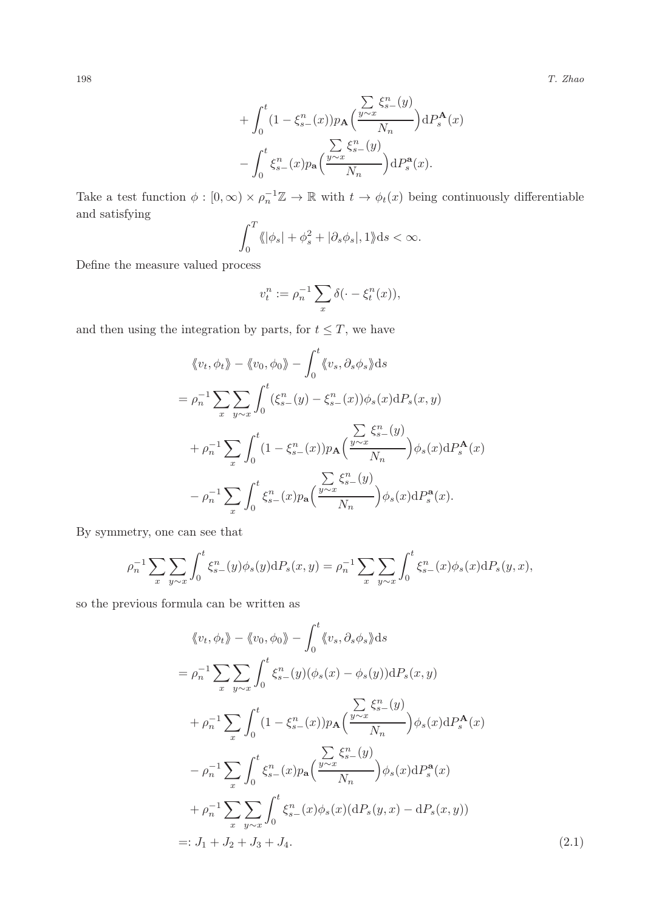$$
+\int_0^t (1-\xi^n_{s-}(x))p_{\mathbf{A}}\Big(\frac{\sum\limits_{y\sim x}\xi^n_{s-}(y)}{N_n}\Big)\mathrm{d}P^{\mathbf{A}}_s(x)
$$

$$
-\int_0^t \xi^n_{s-}(x)p_{\mathbf{a}}\Big(\frac{\sum\limits_{y\sim x}\xi^n_{s-}(y)}{N_n}\Big)\mathrm{d}P^{\mathbf{a}}_s(x).
$$

Take a test function $\phi:[0,\infty)\times\rho_n^{-1}\mathbb{Z}\to\mathbb{R}$ with $t\to\phi_t(x)$ being continuously differentiable and satisfying

$$
\int_0^T \langle\!\langle |\phi_s|+\phi_s^2+|\partial_s\phi_s|,1\rangle\!\rangle \mathrm{d}s<\infty.
$$

Define the measure valued process

$$
v^n_t:=\rho_n^{-1}\sum_x \delta(\cdot-\xi^n_t(x)),
$$

and then using the integration by parts, for $t\le T$, we have

$$
\begin{aligned}
&\langle\!\langle v_t,\phi_t\rangle\!\rangle-\langle\!\langle v_0,\phi_0\rangle\!\rangle-\int_0^t\langle\!\langle v_s,\partial_s\phi_s\rangle\!\rangle\mathrm{d}s\\
&=\rho_n^{-1}\sum_x\sum_{y\sim x}\int_0^t(\xi^n_{s-}(y)-\xi^n_{s-}(x))\phi_s(x)\mathrm{d}P_s(x,y)\\
&\quad+\rho_n^{-1}\sum_x\int_0^t(1-\xi^n_{s-}(x))p_{\mathbf{A}}\Big(\frac{\sum\limits_{y\sim x}\xi^n_{s-}(y)}{N_n}\Big)\phi_s(x)\mathrm{d}P^{\mathbf{A}}_s(x)\\
&\quad-\rho_n^{-1}\sum_x\int_0^t\xi^n_{s-}(x)p_{\mathbf{a}}\Big(\frac{\sum\limits_{y\sim x}\xi^n_{s-}(y)}{N_n}\Big)\phi_s(x)\mathrm{d}P^{\mathbf{a}}_s(x).
\end{aligned}
$$

By symmetry, one can see that

$$
\rho_n^{-1}\sum_x\sum_{y\sim x}\int_0^t\xi^n_{s-}(y)\phi_s(y)\mathrm{d}P_s(x,y)=\rho_n^{-1}\sum_x\sum_{y\sim x}\int_0^t\xi^n_{s-}(x)\phi_s(x)\mathrm{d}P_s(y,x),
$$

so the previous formula can be written as

$$
\begin{aligned}
&\langle\!\langle v_t,\phi_t\rangle\!\rangle-\langle\!\langle v_0,\phi_0\rangle\!\rangle-\int_0^t\langle\!\langle v_s,\partial_s\phi_s\rangle\!\rangle\mathrm{d}s\\
&=\rho_n^{-1}\sum_x\sum_{y\sim x}\int_0^t\xi^n_{s-}(y)(\phi_s(x)-\phi_s(y))\mathrm{d}P_s(x,y)\\
&\quad+\rho_n^{-1}\sum_x\int_0^t(1-\xi^n_{s-}(x))p_{\mathbf{A}}\Big(\frac{\sum\limits_{y\sim x}\xi^n_{s-}(y)}{N_n}\Big)\phi_s(x)\mathrm{d}P^{\mathbf{A}}_s(x)\\
&\quad-\rho_n^{-1}\sum_x\int_0^t\xi^n_{s-}(x)p_{\mathbf{a}}\Big(\frac{\sum\limits_{y\sim x}\xi^n_{s-}(y)}{N_n}\Big)\phi_s(x)\mathrm{d}P^{\mathbf{a}}_s(x)\\
&\quad+\rho_n^{-1}\sum_x\sum_{y\sim x}\int_0^t\xi^n_{s-}(x)\phi_s(x)(\mathrm{d}P_s(y,x)-\mathrm{d}P_s(x,y))\\
&=:J_1+J_2+J_3+J_4.
\end{aligned}
\tag{2.1}
$$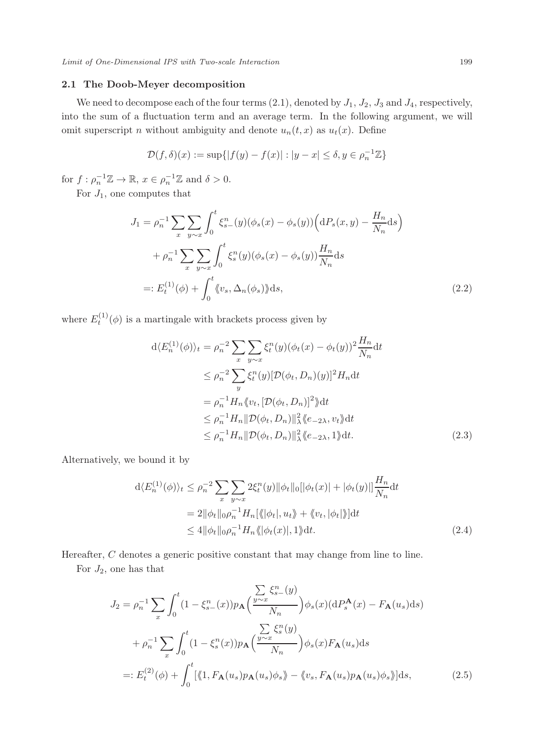### 2.1 The Doob-Meyer decomposition

We need to decompose each of the four terms (2.1), denoted by $J_1$, $J_2$, $J_3$ and $J_4$, respectively, into the sum of a fluctuation term and an average term. In the following argument, we will omit superscript $n$ without ambiguity and denote $u_n(t,x)$ as $u_t(x)$. Define

$$\mathcal{D}(f,\delta)(x) := \sup\{|f(y)-f(x)| : |y-x| \le \delta, y \in \rho_n^{-1}\mathbb{Z}\}$$

for $f : \rho_n^{-1}\mathbb{Z} \to \mathbb{R}$, $x \in \rho_n^{-1}\mathbb{Z}$ and $\delta > 0$.

For $J_1$, one computes that

$$\begin{aligned}
J_1 &= \rho_n^{-1} \sum_x \sum_{y \sim x} \int_0^t \xi_{s-}^n(y)(\phi_s(x) - \phi_s(y))\Big(\mathrm{d}P_s(x,y) - \frac{H_n}{N_n}\mathrm{d}s\Big) \\
&\quad + \rho_n^{-1} \sum_x \sum_{y \sim x} \int_0^t \xi_s^n(y)(\phi_s(x) - \phi_s(y))\frac{H_n}{N_n}\mathrm{d}s \\
&=: E_t^{(1)}(\phi) + \int_0^t \langle\!\langle v_s, \Delta_n(\phi_s)\rangle\!\rangle \mathrm{d}s, \qquad (2.2)
\end{aligned}$$

where $E_t^{(1)}(\phi)$ is a martingale with brackets process given by

$$\begin{aligned}
\mathrm{d}\langle E_n^{(1)}(\phi)\rangle_t &= \rho_n^{-2} \sum_x \sum_{y \sim x} \xi_t^n(y)(\phi_t(x) - \phi_t(y))^2 \frac{H_n}{N_n}\mathrm{d}t \\
&\le \rho_n^{-2} \sum_y \xi_t^n(y)[\mathcal{D}(\phi_t, D_n)(y)]^2 H_n \mathrm{d}t \\
&= \rho_n^{-1} H_n \langle\!\langle v_t, [\mathcal{D}(\phi_t, D_n)]^2\rangle\!\rangle \mathrm{d}t \\
&\le \rho_n^{-1} H_n \|\mathcal{D}(\phi_t, D_n)\|_\lambda^2 \langle\!\langle e_{-2\lambda}, v_t\rangle\!\rangle \mathrm{d}t \\
&\le \rho_n^{-1} H_n \|\mathcal{D}(\phi_t, D_n)\|_\lambda^2 \langle\!\langle e_{-2\lambda}, 1\rangle\!\rangle \mathrm{d}t. \qquad (2.3)
\end{aligned}$$

Alternatively, we bound it by

$$\begin{aligned}
\mathrm{d}\langle E_n^{(1)}(\phi)\rangle_t &\le \rho_n^{-2} \sum_x \sum_{y \sim x} 2\xi_t^n(y)\|\phi_t\|_0[|\phi_t(x)| + |\phi_t(y)|]\frac{H_n}{N_n}\mathrm{d}t \\
&= 2\|\phi_t\|_0 \rho_n^{-1} H_n[\langle\!\langle |\phi_t|, u_t\rangle\!\rangle + \langle\!\langle v_t, |\phi_t|\rangle\!\rangle]\mathrm{d}t \\
&\le 4\|\phi_t\|_0 \rho_n^{-1} H_n \langle\!\langle |\phi_t(x)|, 1\rangle\!\rangle \mathrm{d}t. \qquad (2.4)
\end{aligned}$$

Hereafter, $C$ denotes a generic positive constant that may change from line to line.

For $J_2$, one has that

$$\begin{aligned}
J_2 &= \rho_n^{-1} \sum_x \int_0^t (1 - \xi_{s-}^n(x)) p_{\mathbf{A}}\Big(\frac{\sum_{y \sim x} \xi_{s-}^n(y)}{N_n}\Big)\phi_s(x)(\mathrm{d}P_s^{\mathbf{A}}(x) - F_{\mathbf{A}}(u_s)\mathrm{d}s) \\
&\quad + \rho_n^{-1} \sum_x \int_0^t (1 - \xi_s^n(x)) p_{\mathbf{A}}\Big(\frac{\sum_{y \sim x} \xi_s^n(y)}{N_n}\Big)\phi_s(x) F_{\mathbf{A}}(u_s)\mathrm{d}s \\
&=: E_t^{(2)}(\phi) + \int_0^t [\langle\!\langle 1, F_{\mathbf{A}}(u_s)p_{\mathbf{A}}(u_s)\phi_s\rangle\!\rangle - \langle\!\langle v_s, F_{\mathbf{A}}(u_s)p_{\mathbf{A}}(u_s)\phi_s\rangle\!\rangle]\mathrm{d}s, \qquad (2.5)
\end{aligned}$$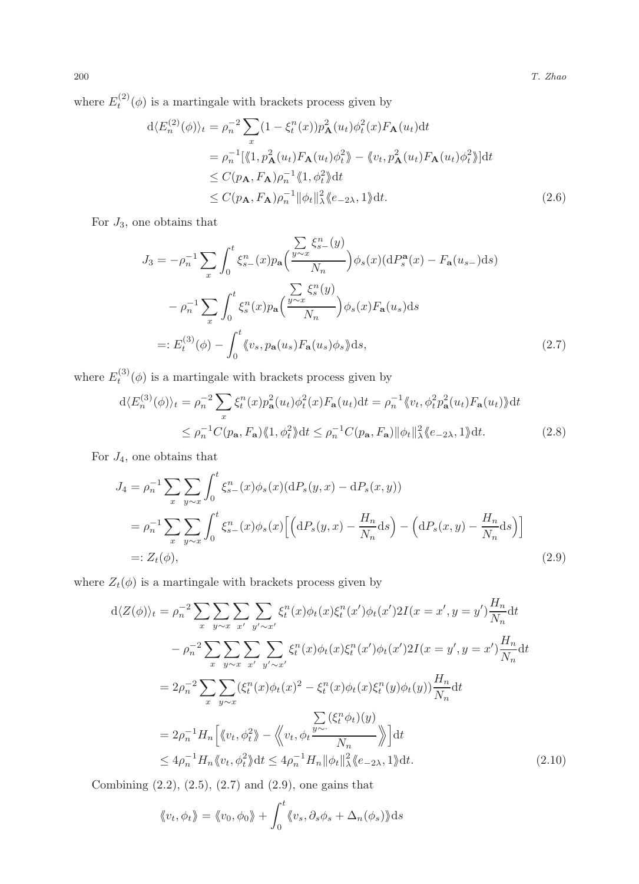where $E_t^{(2)}(\phi)$ is a martingale with brackets process given by

$$
\begin{aligned}
\mathrm{d}\langle E_n^{(2)}(\phi)\rangle_t &= \rho_n^{-2} \sum_x (1-\xi_t^n(x)) p_{\mathbf{A}}^2(u_t)\phi_t^2(x) F_{\mathbf{A}}(u_t)\mathrm{d}t \\
&= \rho_n^{-1}[\langle\!\langle 1, p_{\mathbf{A}}^2(u_t)F_{\mathbf{A}}(u_t)\phi_t^2\rangle\!\rangle - \langle\!\langle v_t, p_{\mathbf{A}}^2(u_t)F_{\mathbf{A}}(u_t)\phi_t^2\rangle\!\rangle]\mathrm{d}t \\
&\le C(p_{\mathbf{A}}, F_{\mathbf{A}})\rho_n^{-1}\langle\!\langle 1, \phi_t^2\rangle\!\rangle \mathrm{d}t \\
&\le C(p_{\mathbf{A}}, F_{\mathbf{A}})\rho_n^{-1}\|\phi_t\|_\lambda^2 \langle\!\langle e_{-2\lambda}, 1\rangle\!\rangle \mathrm{d}t.
\end{aligned} \tag{2.6}
$$

For $J_3$, one obtains that

$$
\begin{aligned}
J_3 &= -\rho_n^{-1} \sum_x \int_0^t \xi_{s-}^n(x) p_{\mathbf{a}}\Big(\frac{\sum_{y\sim x} \xi_{s-}^n(y)}{N_n}\Big)\phi_s(x)(\mathrm{d}P_s^{\mathbf{a}}(x) - F_{\mathbf{a}}(u_{s-})\mathrm{d}s) \\
&\quad - \rho_n^{-1} \sum_x \int_0^t \xi_s^n(x) p_{\mathbf{a}}\Big(\frac{\sum_{y\sim x} \xi_s^n(y)}{N_n}\Big)\phi_s(x) F_{\mathbf{a}}(u_s)\mathrm{d}s \\
&=: E_t^{(3)}(\phi) - \int_0^t \langle\!\langle v_s, p_{\mathbf{a}}(u_s)F_{\mathbf{a}}(u_s)\phi_s\rangle\!\rangle \mathrm{d}s,
\end{aligned} \tag{2.7}
$$

where $E_t^{(3)}(\phi)$ is a martingale with brackets process given by

$$
\begin{aligned}
\mathrm{d}\langle E_n^{(3)}(\phi)\rangle_t &= \rho_n^{-2}\sum_x \xi_t^n(x) p_{\mathbf{a}}^2(u_t)\phi_t^2(x)F_{\mathbf{a}}(u_t)\mathrm{d}t = \rho_n^{-1}\langle\!\langle v_t, \phi_t^2 p_{\mathbf{a}}^2(u_t)F_{\mathbf{a}}(u_t)\rangle\!\rangle \mathrm{d}t \\
&\le \rho_n^{-1} C(p_{\mathbf{a}}, F_{\mathbf{a}})\langle\!\langle 1, \phi_t^2\rangle\!\rangle \mathrm{d}t \le \rho_n^{-1} C(p_{\mathbf{a}}, F_{\mathbf{a}})\|\phi_t\|_\lambda^2 \langle\!\langle e_{-2\lambda}, 1\rangle\!\rangle \mathrm{d}t.
\end{aligned} \tag{2.8}
$$

For $J_4$, one obtains that

$$
\begin{aligned}
J_4 &= \rho_n^{-1}\sum_x \sum_{y\sim x}\int_0^t \xi_{s-}^n(x)\phi_s(x)(\mathrm{d}P_s(y,x) - \mathrm{d}P_s(x,y)) \\
&= \rho_n^{-1}\sum_x \sum_{y\sim x}\int_0^t \xi_{s-}^n(x)\phi_s(x)\Big[\Big(\mathrm{d}P_s(y,x) - \frac{H_n}{N_n}\mathrm{d}s\Big) - \Big(\mathrm{d}P_s(x,y) - \frac{H_n}{N_n}\mathrm{d}s\Big)\Big] \\
&=: Z_t(\phi),
\end{aligned} \tag{2.9}
$$

where $Z_t(\phi)$ is a martingale with brackets process given by

$$
\begin{aligned}
\mathrm{d}\langle Z(\phi)\rangle_t &= \rho_n^{-2}\sum_x\sum_{y\sim x}\sum_{x'}\sum_{y'\sim x'} \xi_t^n(x)\phi_t(x)\xi_t^n(x')\phi_t(x') 2I(x=x', y=y')\frac{H_n}{N_n}\mathrm{d}t \\
&\quad - \rho_n^{-2}\sum_x\sum_{y\sim x}\sum_{x'}\sum_{y'\sim x'} \xi_t^n(x)\phi_t(x)\xi_t^n(x')\phi_t(x') 2I(x=y', y=x')\frac{H_n}{N_n}\mathrm{d}t \\
&= 2\rho_n^{-2}\sum_x\sum_{y\sim x}(\xi_t^n(x)\phi_t(x)^2 - \xi_t^n(x)\phi_t(x)\xi_t^n(y)\phi_t(y))\frac{H_n}{N_n}\mathrm{d}t \\
&= 2\rho_n^{-1}H_n\Big[\langle\!\langle v_t, \phi_t^2\rangle\!\rangle - \Big\langle\!\!\Big\langle v_t, \phi_t \frac{\sum_{y\sim\cdot}(\xi_t^n\phi_t)(y)}{N_n}\Big\rangle\!\!\Big\rangle\Big]\mathrm{d}t \\
&\le 4\rho_n^{-1}H_n\langle\!\langle v_t, \phi_t^2\rangle\!\rangle \mathrm{d}t \le 4\rho_n^{-1}H_n\|\phi_t\|_\lambda^2\langle\!\langle e_{-2\lambda}, 1\rangle\!\rangle \mathrm{d}t.
\end{aligned} \tag{2.10}
$$

Combining (2.2), (2.5), (2.7) and (2.9), one gains that

$$
\langle\!\langle v_t, \phi_t\rangle\!\rangle = \langle\!\langle v_0, \phi_0\rangle\!\rangle + \int_0^t \langle\!\langle v_s, \partial_s\phi_s + \Delta_n(\phi_s)\rangle\!\rangle \mathrm{d}s
$$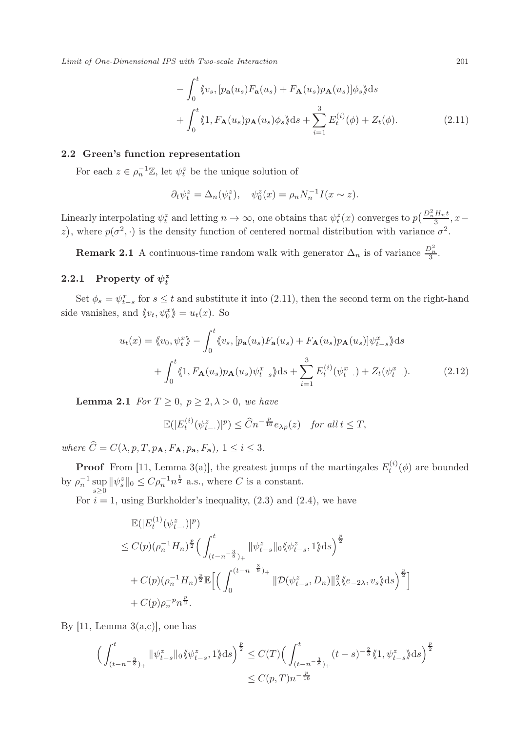$$
\begin{aligned}
&- \int_0^t \langle\langle v_s, [p_{\mathbf{a}}(u_s)F_{\mathbf{a}}(u_s) + F_{\mathbf{A}}(u_s)p_{\mathbf{A}}(u_s)]\phi_s\rangle\rangle \mathrm{d}s \\
&+ \int_0^t \langle\langle 1, F_{\mathbf{A}}(u_s)p_{\mathbf{A}}(u_s)\phi_s\rangle\rangle \mathrm{d}s + \sum_{i=1}^3 E_t^{(i)}(\phi) + Z_t(\phi). \qquad (2.11)
\end{aligned}
$$

### 2.2 Green's function representation

For each $z \in \rho_n^{-1}\mathbb{Z}$, let $\psi_t^z$ be the unique solution of

$$
\partial_t \psi_t^z = \Delta_n(\psi_t^z), \quad \psi_0^z(x) = \rho_n N_n^{-1} I(x \sim z).
$$

Linearly interpolating $\psi_t^z$ and letting $n \to \infty$, one obtains that $\psi_t^z(x)$ converges to $p\big(\frac{D_n^2 H_n t}{3}, x - z\big)$, where $p(\sigma^2, \cdot)$ is the density function of centered normal distribution with variance $\sigma^2$.

**Remark 2.1** A continuous-time random walk with generator $\Delta_n$ is of variance $\frac{D_n^2}{3}$.

#### 2.2.1 Property of $\psi_t^z$

Set $\phi_s = \psi_{t-s}^x$ for $s \le t$ and substitute it into (2.11), then the second term on the right-hand side vanishes, and $\langle\langle v_t, \psi_0^x \rangle\rangle = u_t(x)$. So

$$
\begin{aligned}
u_t(x) = \langle\langle v_0, \psi_t^x \rangle\rangle &- \int_0^t \langle\langle v_s, [p_{\mathbf{a}}(u_s)F_{\mathbf{a}}(u_s) + F_{\mathbf{A}}(u_s)p_{\mathbf{A}}(u_s)]\psi_{t-s}^x\rangle\rangle \mathrm{d}s \\
&+ \int_0^t \langle\langle 1, F_{\mathbf{A}}(u_s)p_{\mathbf{A}}(u_s)\psi_{t-s}^x\rangle\rangle \mathrm{d}s + \sum_{i=1}^3 E_t^{(i)}(\psi_{t-\cdot}^x) + Z_t(\psi_{t-\cdot}^x). \qquad (2.12)
\end{aligned}
$$

**Lemma 2.1** *For $T \ge 0$, $p \ge 2, \lambda > 0$, we have*

$$
\mathbb{E}(|E_t^{(i)}(\psi_{t-\cdot}^z)|^p) \le \widehat{C} n^{-\frac{p}{16}} e_{\lambda p}(z) \quad \textit{for all } t \le T,
$$

*where $\widehat{C} = C(\lambda, p, T, p_{\mathbf{A}}, F_{\mathbf{A}}, p_{\mathbf{a}}, F_{\mathbf{a}})$, $1 \le i \le 3$.*

**Proof** From [11, Lemma 3(a)], the greatest jumps of the martingales $E_t^{(i)}(\phi)$ are bounded by $\rho_n^{-1} \sup_{s \ge 0} \|\psi_s^z\|_0 \le C\rho_n^{-1} n^{\frac{1}{2}}$ a.s., where $C$ is a constant.

For $i = 1$, using Burkholder's inequality, (2.3) and (2.4), we have

$$
\begin{aligned}
&\mathbb{E}(|E_t^{(1)}(\psi_{t-\cdot}^z)|^p) \\
&\le C(p)(\rho_n^{-1} H_n)^{\frac{p}{2}} \Big( \int_{(t-n^{-\frac{3}{8}})_+}^t \|\psi_{t-s}^z\|_0 \langle\langle \psi_{t-s}^z, 1 \rangle\rangle \mathrm{d}s \Big)^{\frac{p}{2}} \\
&\quad + C(p)(\rho_n^{-1} H_n)^{\frac{p}{2}} \mathbb{E}\Big[ \Big( \int_0^{(t-n^{-\frac{3}{8}})_+} \|\mathcal{D}(\psi_{t-s}^z, D_n)\|_\lambda^2 \langle\langle e_{-2\lambda}, v_s \rangle\rangle \mathrm{d}s \Big)^{\frac{p}{2}} \Big] \\
&\quad + C(p)\rho_n^{-p} n^{\frac{p}{2}}.
\end{aligned}
$$

By [11, Lemma 3(a,c)], one has

$$
\begin{aligned}
\Big( \int_{(t-n^{-\frac{3}{8}})_+}^t \|\psi_{t-s}^z\|_0 \langle\langle \psi_{t-s}^z, 1 \rangle\rangle \mathrm{d}s \Big)^{\frac{p}{2}} &\le C(T) \Big( \int_{(t-n^{-\frac{3}{8}})_+}^t (t-s)^{-\frac{2}{3}} \langle\langle 1, \psi_{t-s}^z \rangle\rangle \mathrm{d}s \Big)^{\frac{p}{2}} \\
&\le C(p, T) n^{-\frac{p}{16}}
\end{aligned}
$$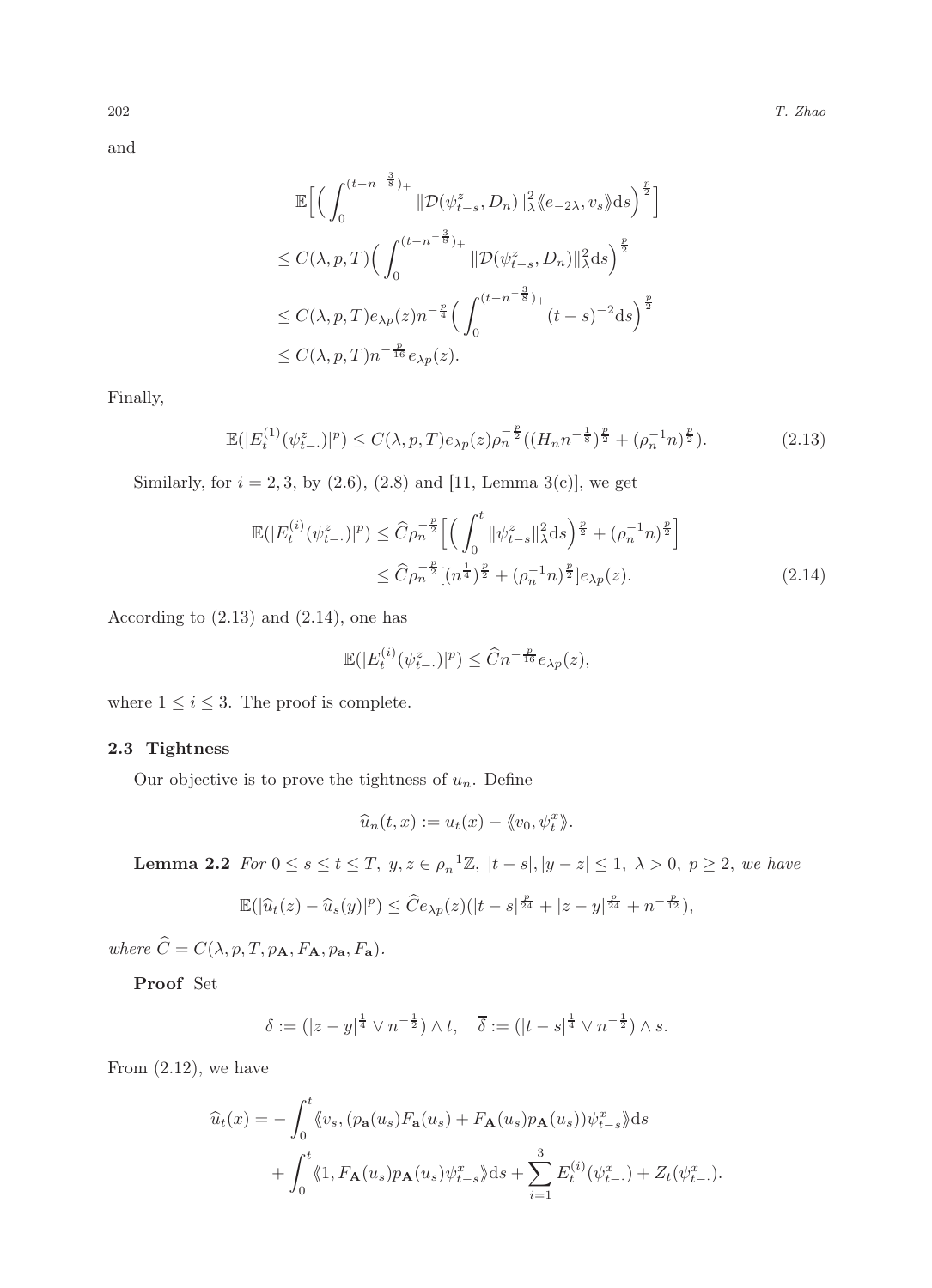and

$$
\begin{aligned}
&\mathbb{E}\Big[\Big(\int_0^{(t-n^{-\frac{3}{8}})_+}\|\mathcal{D}(\psi_{t-s}^z,D_n)\|_\lambda^2\langle\!\langle e_{-2\lambda},v_s\rangle\!\rangle \mathrm{d}s\Big)^{\frac{p}{2}}\Big]\\
&\le C(\lambda,p,T)\Big(\int_0^{(t-n^{-\frac{3}{8}})_+}\|\mathcal{D}(\psi_{t-s}^z,D_n)\|_\lambda^2\mathrm{d}s\Big)^{\frac{p}{2}}\\
&\le C(\lambda,p,T)e_{\lambda p}(z)n^{-\frac{p}{4}}\Big(\int_0^{(t-n^{-\frac{3}{8}})_+}(t-s)^{-2}\mathrm{d}s\Big)^{\frac{p}{2}}\\
&\le C(\lambda,p,T)n^{-\frac{p}{16}}e_{\lambda p}(z).
\end{aligned}
$$

Finally,

$$
\mathbb{E}(|E_t^{(1)}(\psi_{t-\cdot}^z)|^p)\le C(\lambda,p,T)e_{\lambda p}(z)\rho_n^{-\frac{p}{2}}((H_nn^{-\frac{1}{8}})^{\frac{p}{2}}+(\rho_n^{-1}n)^{\frac{p}{2}}). \tag{2.13}
$$

Similarly, for $i=2,3$, by (2.6), (2.8) and [11, Lemma 3(c)], we get

$$
\begin{aligned}
\mathbb{E}(|E_t^{(i)}(\psi_{t-\cdot}^z)|^p)&\le \widehat{C}\rho_n^{-\frac{p}{2}}\Big[\Big(\int_0^t\|\psi_{t-s}^z\|_\lambda^2\mathrm{d}s\Big)^{\frac{p}{2}}+(\rho_n^{-1}n)^{\frac{p}{2}}\Big]\\
&\le \widehat{C}\rho_n^{-\frac{p}{2}}[(n^{\frac{1}{4}})^{\frac{p}{2}}+(\rho_n^{-1}n)^{\frac{p}{2}}]e_{\lambda p}(z).
\end{aligned} \tag{2.14}
$$

According to (2.13) and (2.14), one has

$$
\mathbb{E}(|E_t^{(i)}(\psi_{t-\cdot}^z)|^p)\le \widehat{C}n^{-\frac{p}{16}}e_{\lambda p}(z),
$$

where $1\le i\le 3$. The proof is complete.

### 2.3 Tightness

Our objective is to prove the tightness of $u_n$. Define

$$
\widehat{u}_n(t,x):=u_t(x)-\langle\!\langle v_0,\psi_t^x\rangle\!\rangle.
$$

**Lemma 2.2** *For $0\le s\le t\le T$, $y,z\in\rho_n^{-1}\mathbb{Z}$, $|t-s|,|y-z|\le 1$, $\lambda>0$, $p\ge 2$, we have*

$$
\mathbb{E}(|\widehat{u}_t(z)-\widehat{u}_s(y)|^p)\le \widehat{C}e_{\lambda p}(z)(|t-s|^{\frac{p}{24}}+|z-y|^{\frac{p}{24}}+n^{-\frac{p}{12}}),
$$

*where $\widehat{C}=C(\lambda,p,T,p_{\mathbf{A}},F_{\mathbf{A}},p_{\mathbf{a}},F_{\mathbf{a}})$.*

**Proof** Set

$$
\delta:=(|z-y|^{\frac{1}{4}}\vee n^{-\frac{1}{2}})\wedge t,\quad \overline{\delta}:=(|t-s|^{\frac{1}{4}}\vee n^{-\frac{1}{2}})\wedge s.
$$

From (2.12), we have

$$
\begin{aligned}
\widehat{u}_t(x)=&-\int_0^t\langle\!\langle v_s,(p_{\mathbf{a}}(u_s)F_{\mathbf{a}}(u_s)+F_{\mathbf{A}}(u_s)p_{\mathbf{A}}(u_s))\psi_{t-s}^x\rangle\!\rangle\mathrm{d}s\\
&+\int_0^t\langle\!\langle 1,F_{\mathbf{A}}(u_s)p_{\mathbf{A}}(u_s)\psi_{t-s}^x\rangle\!\rangle\mathrm{d}s+\sum_{i=1}^3E_t^{(i)}(\psi_{t-\cdot}^x)+Z_t(\psi_{t-\cdot}^x).
\end{aligned}
$$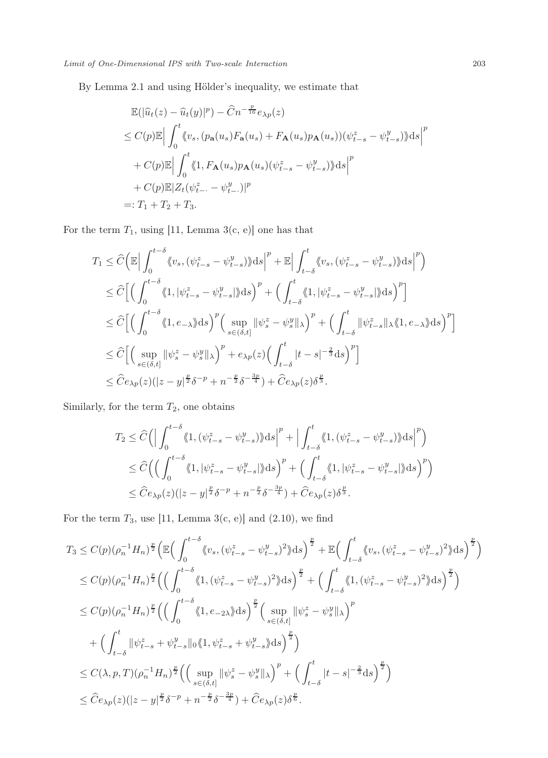By Lemma 2.1 and using Hölder's inequality, we estimate that

$$
\begin{aligned}
&\mathbb{E}(|\widehat{u}_t(z) - \widehat{u}_t(y)|^p) - \widehat{C} n^{-\frac{p}{16}} e_{\lambda p}(z) \\
&\le C(p)\mathbb{E}\Big| \int_0^t \langle\!\langle v_s, (p_{\mathbf{a}}(u_s) F_{\mathbf{a}}(u_s) + F_{\mathbf{A}}(u_s) p_{\mathbf{A}}(u_s))(\psi^z_{t-s} - \psi^y_{t-s})\rangle\!\rangle \mathrm{d}s \Big|^p \\
&\quad + C(p)\mathbb{E}\Big| \int_0^t \langle\!\langle 1, F_{\mathbf{A}}(u_s) p_{\mathbf{A}}(u_s)(\psi^z_{t-s} - \psi^y_{t-s})\rangle\!\rangle \mathrm{d}s \Big|^p \\
&\quad + C(p)\mathbb{E}|Z_t(\psi^z_{t-\cdot} - \psi^y_{t-\cdot})|^p \\
&=: T_1 + T_2 + T_3.
\end{aligned}
$$

For the term $T_1$, using [11, Lemma 3(c, e)] one has that

$$
\begin{aligned}
T_1 &\le \widehat{C}\Big( \mathbb{E}\Big| \int_0^{t-\delta} \langle\!\langle v_s, (\psi^z_{t-s} - \psi^y_{t-s})\rangle\!\rangle \mathrm{d}s \Big|^p + \mathbb{E}\Big| \int_{t-\delta}^t \langle\!\langle v_s, (\psi^z_{t-s} - \psi^y_{t-s})\rangle\!\rangle \mathrm{d}s \Big|^p \Big) \\
&\le \widehat{C}\Big[ \Big( \int_0^{t-\delta} \langle\!\langle 1, |\psi^z_{t-s} - \psi^y_{t-s}|\rangle\!\rangle \mathrm{d}s \Big)^p + \Big( \int_{t-\delta}^t \langle\!\langle 1, |\psi^z_{t-s} - \psi^y_{t-s}|\rangle\!\rangle \mathrm{d}s \Big)^p \Big] \\
&\le \widehat{C}\Big[ \Big( \int_0^{t-\delta} \langle\!\langle 1, e_{-\lambda}\rangle\!\rangle \mathrm{d}s \Big)^p \Big( \sup_{s\in(\delta,t]} \|\psi^z_s - \psi^y_s\|_\lambda \Big)^p + \Big( \int_{t-\delta}^t \|\psi^z_{t-s}\|_\lambda \langle\!\langle 1, e_{-\lambda}\rangle\!\rangle \mathrm{d}s \Big)^p \Big] \\
&\le \widehat{C}\Big[ \Big( \sup_{s\in(\delta,t]} \|\psi^z_s - \psi^y_s\|_\lambda \Big)^p + e_{\lambda p}(z) \Big( \int_{t-\delta}^t |t-s|^{-\frac{2}{3}} \mathrm{d}s \Big)^p \Big] \\
&\le \widehat{C} e_{\lambda p}(z)(|z-y|^{\frac{p}{2}} \delta^{-p} + n^{-\frac{p}{2}} \delta^{-\frac{3p}{4}}) + \widehat{C} e_{\lambda p}(z) \delta^{\frac{p}{3}}.
\end{aligned}
$$

Similarly, for the term $T_2$, one obtains

$$
\begin{aligned}
T_2 &\le \widehat{C}\Big( \Big| \int_0^{t-\delta} \langle\!\langle 1, (\psi^z_{t-s} - \psi^y_{t-s})\rangle\!\rangle \mathrm{d}s \Big|^p + \Big| \int_{t-\delta}^t \langle\!\langle 1, (\psi^z_{t-s} - \psi^y_{t-s})\rangle\!\rangle \mathrm{d}s \Big|^p \Big) \\
&\le \widehat{C}\Big( \Big( \int_0^{t-\delta} \langle\!\langle 1, |\psi^z_{t-s} - \psi^y_{t-s}|\rangle\!\rangle \mathrm{d}s \Big)^p + \Big( \int_{t-\delta}^t \langle\!\langle 1, |\psi^z_{t-s} - \psi^y_{t-s}|\rangle\!\rangle \mathrm{d}s \Big)^p \Big) \\
&\le \widehat{C} e_{\lambda p}(z)(|z-y|^{\frac{p}{2}} \delta^{-p} + n^{-\frac{p}{2}} \delta^{-\frac{3p}{4}}) + \widehat{C} e_{\lambda p}(z) \delta^{\frac{p}{3}}.
\end{aligned}
$$

For the term $T_3$, use [11, Lemma 3(c, e)] and (2.10), we find

$$
\begin{aligned}
T_3 &\le C(p)(\rho_n^{-1} H_n)^{\frac{p}{2}} \Big( \mathbb{E}\Big( \int_0^{t-\delta} \langle\!\langle v_s, (\psi^z_{t-s} - \psi^y_{t-s})^2\rangle\!\rangle \mathrm{d}s \Big)^{\frac{p}{2}} + \mathbb{E}\Big( \int_{t-\delta}^t \langle\!\langle v_s, (\psi^z_{t-s} - \psi^y_{t-s})^2\rangle\!\rangle \mathrm{d}s \Big)^{\frac{p}{2}} \Big) \\
&\le C(p)(\rho_n^{-1} H_n)^{\frac{p}{2}} \Big( \Big( \int_0^{t-\delta} \langle\!\langle 1, (\psi^z_{t-s} - \psi^y_{t-s})^2\rangle\!\rangle \mathrm{d}s \Big)^{\frac{p}{2}} + \Big( \int_{t-\delta}^t \langle\!\langle 1, (\psi^z_{t-s} - \psi^y_{t-s})^2\rangle\!\rangle \mathrm{d}s \Big)^{\frac{p}{2}} \Big) \\
&\le C(p)(\rho_n^{-1} H_n)^{\frac{p}{2}} \Big( \Big( \int_0^{t-\delta} \langle\!\langle 1, e_{-2\lambda}\rangle\!\rangle \mathrm{d}s \Big)^{\frac{p}{2}} \Big( \sup_{s\in(\delta,t]} \|\psi^z_s - \psi^y_s\|_\lambda \Big)^p \\
&\quad + \Big( \int_{t-\delta}^t \|\psi^z_{t-s} + \psi^y_{t-s}\|_0 \langle\!\langle 1, \psi^z_{t-s} + \psi^y_{t-s}\rangle\!\rangle \mathrm{d}s \Big)^{\frac{p}{2}} \Big) \\
&\le C(\lambda, p, T)(\rho_n^{-1} H_n)^{\frac{p}{2}} \Big( \Big( \sup_{s\in(\delta,t]} \|\psi^z_s - \psi^y_s\|_\lambda \Big)^p + \Big( \int_{t-\delta}^t |t-s|^{-\frac{2}{3}} \mathrm{d}s \Big)^{\frac{p}{2}} \Big) \\
&\le \widehat{C} e_{\lambda p}(z)(|z-y|^{\frac{p}{2}} \delta^{-p} + n^{-\frac{p}{2}} \delta^{-\frac{3p}{4}}) + \widehat{C} e_{\lambda p}(z) \delta^{\frac{p}{6}}.
\end{aligned}
$$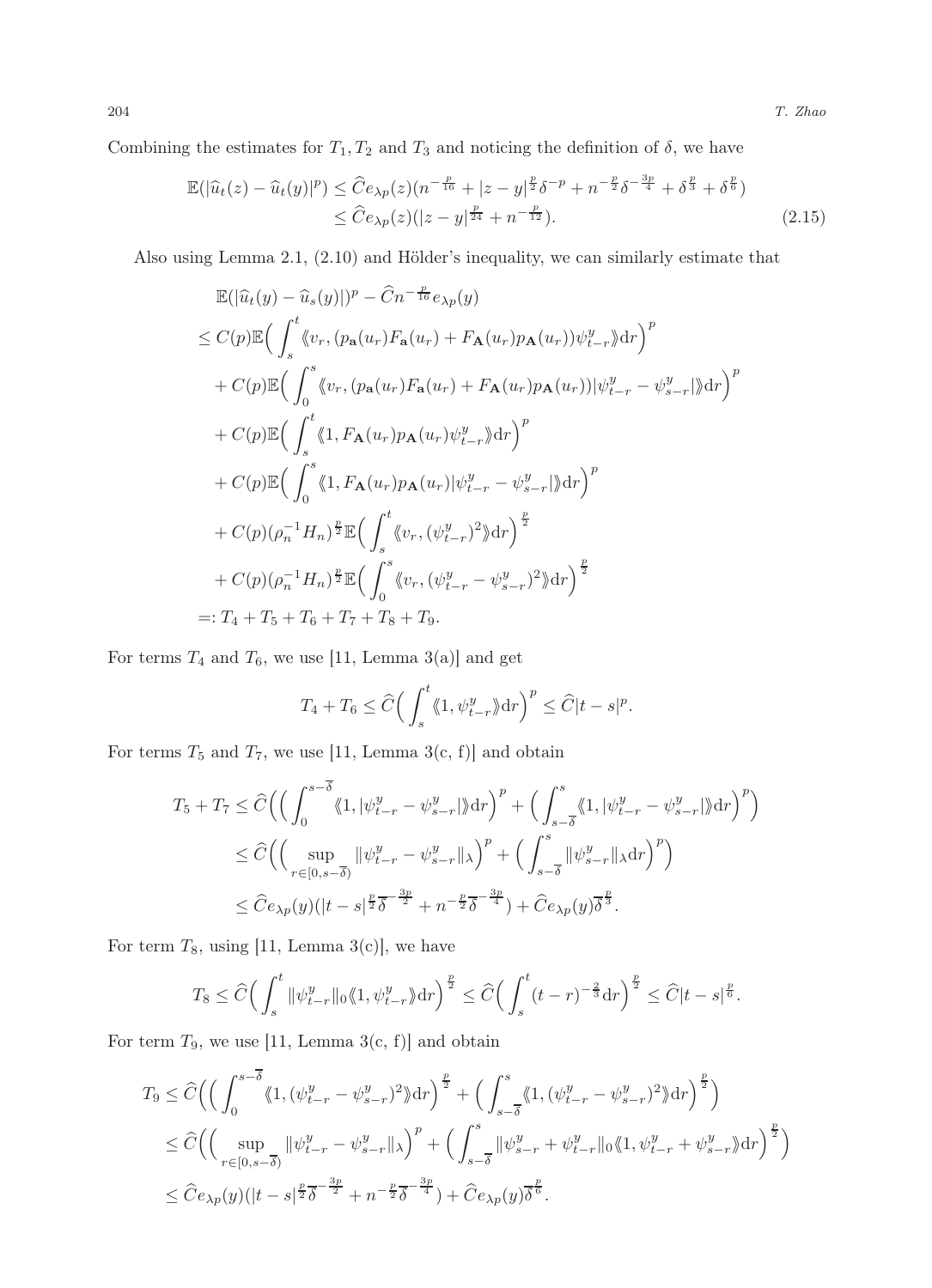Combining the estimates for $T_1, T_2$ and $T_3$ and noticing the definition of $\delta$, we have

$$
\begin{aligned}
\mathbb{E}(|\widehat{u}_t(z) - \widehat{u}_t(y)|^p) &\le \widehat{C} e_{\lambda p}(z)(n^{-\frac{p}{16}} + |z-y|^{\frac{p}{2}}\delta^{-p} + n^{-\frac{p}{2}}\delta^{-\frac{3p}{4}} + \delta^{\frac{p}{3}} + \delta^{\frac{p}{6}}) \\
&\le \widehat{C} e_{\lambda p}(z)(|z-y|^{\frac{p}{24}} + n^{-\frac{p}{12}}).
\end{aligned} \tag{2.15}
$$

Also using Lemma 2.1, (2.10) and Hölder's inequality, we can similarly estimate that

$$
\begin{aligned}
&\mathbb{E}(|\widehat{u}_t(y) - \widehat{u}_s(y)|)^p - \widehat{C} n^{-\frac{p}{16}} e_{\lambda p}(y) \\
&\le C(p)\mathbb{E}\Big(\int_s^t \langle\!\langle v_r, (p_{\mathbf{a}}(u_r)F_{\mathbf{a}}(u_r) + F_{\mathbf{A}}(u_r)p_{\mathbf{A}}(u_r))\psi^y_{t-r}\rangle\!\rangle \mathrm{d}r\Big)^p \\
&\quad + C(p)\mathbb{E}\Big(\int_0^s \langle\!\langle v_r, (p_{\mathbf{a}}(u_r)F_{\mathbf{a}}(u_r) + F_{\mathbf{A}}(u_r)p_{\mathbf{A}}(u_r))|\psi^y_{t-r} - \psi^y_{s-r}|\rangle\!\rangle \mathrm{d}r\Big)^p \\
&\quad + C(p)\mathbb{E}\Big(\int_s^t \langle\!\langle 1, F_{\mathbf{A}}(u_r)p_{\mathbf{A}}(u_r)\psi^y_{t-r}\rangle\!\rangle \mathrm{d}r\Big)^p \\
&\quad + C(p)\mathbb{E}\Big(\int_0^s \langle\!\langle 1, F_{\mathbf{A}}(u_r)p_{\mathbf{A}}(u_r)|\psi^y_{t-r} - \psi^y_{s-r}|\rangle\!\rangle \mathrm{d}r\Big)^p \\
&\quad + C(p)(\rho_n^{-1}H_n)^{\frac{p}{2}}\mathbb{E}\Big(\int_s^t \langle\!\langle v_r, (\psi^y_{t-r})^2\rangle\!\rangle \mathrm{d}r\Big)^{\frac{p}{2}} \\
&\quad + C(p)(\rho_n^{-1}H_n)^{\frac{p}{2}}\mathbb{E}\Big(\int_0^s \langle\!\langle v_r, (\psi^y_{t-r} - \psi^y_{s-r})^2\rangle\!\rangle \mathrm{d}r\Big)^{\frac{p}{2}} \\
&=: T_4 + T_5 + T_6 + T_7 + T_8 + T_9.
\end{aligned}
$$

For terms $T_4$ and $T_6$, we use [11, Lemma 3(a)] and get

$$
T_4 + T_6 \le \widehat{C}\Big(\int_s^t \langle\!\langle 1, \psi^y_{t-r}\rangle\!\rangle \mathrm{d}r\Big)^p \le \widehat{C}|t-s|^p.
$$

For terms $T_5$ and $T_7$, we use [11, Lemma 3(c, f)] and obtain

$$
\begin{aligned}
T_5 + T_7 &\le \widehat{C}\Big(\Big(\int_0^{s-\overline{\delta}} \langle\!\langle 1, |\psi^y_{t-r} - \psi^y_{s-r}|\rangle\!\rangle \mathrm{d}r\Big)^p + \Big(\int_{s-\overline{\delta}}^s \langle\!\langle 1, |\psi^y_{t-r} - \psi^y_{s-r}|\rangle\!\rangle \mathrm{d}r\Big)^p\Big) \\
&\le \widehat{C}\Big(\Big(\sup_{r\in[0,s-\overline{\delta})} \|\psi^y_{t-r} - \psi^y_{s-r}\|_\lambda\Big)^p + \Big(\int_{s-\overline{\delta}}^s \|\psi^y_{s-r}\|_\lambda \mathrm{d}r\Big)^p\Big) \\
&\le \widehat{C} e_{\lambda p}(y)(|t-s|^{\frac{p}{2}}\overline{\delta}^{-\frac{3p}{2}} + n^{-\frac{p}{2}}\overline{\delta}^{-\frac{3p}{4}}) + \widehat{C} e_{\lambda p}(y)\overline{\delta}^{\frac{p}{3}}.
\end{aligned}
$$

For term $T_8$, using [11, Lemma 3(c)], we have

$$
T_8 \le \widehat{C}\Big(\int_s^t \|\psi^y_{t-r}\|_0 \langle\!\langle 1, \psi^y_{t-r}\rangle\!\rangle \mathrm{d}r\Big)^{\frac{p}{2}} \le \widehat{C}\Big(\int_s^t (t-r)^{-\frac{2}{3}} \mathrm{d}r\Big)^{\frac{p}{2}} \le \widehat{C}|t-s|^{\frac{p}{6}}.
$$

For term $T_9$, we use [11, Lemma 3(c, f)] and obtain

$$
\begin{aligned}
T_9 &\le \widehat{C}\Big(\Big(\int_0^{s-\overline{\delta}} \langle\!\langle 1, (\psi^y_{t-r} - \psi^y_{s-r})^2\rangle\!\rangle \mathrm{d}r\Big)^{\frac{p}{2}} + \Big(\int_{s-\overline{\delta}}^s \langle\!\langle 1, (\psi^y_{t-r} - \psi^y_{s-r})^2\rangle\!\rangle \mathrm{d}r\Big)^{\frac{p}{2}}\Big) \\
&\le \widehat{C}\Big(\Big(\sup_{r\in[0,s-\overline{\delta})} \|\psi^y_{t-r} - \psi^y_{s-r}\|_\lambda\Big)^p + \Big(\int_{s-\overline{\delta}}^s \|\psi^y_{s-r} + \psi^y_{t-r}\|_0 \langle\!\langle 1, \psi^y_{t-r} + \psi^y_{s-r}\rangle\!\rangle \mathrm{d}r\Big)^{\frac{p}{2}}\Big) \\
&\le \widehat{C} e_{\lambda p}(y)(|t-s|^{\frac{p}{2}}\overline{\delta}^{-\frac{3p}{2}} + n^{-\frac{p}{2}}\overline{\delta}^{-\frac{3p}{4}}) + \widehat{C} e_{\lambda p}(y)\overline{\delta}^{\frac{p}{6}}.
\end{aligned}
$$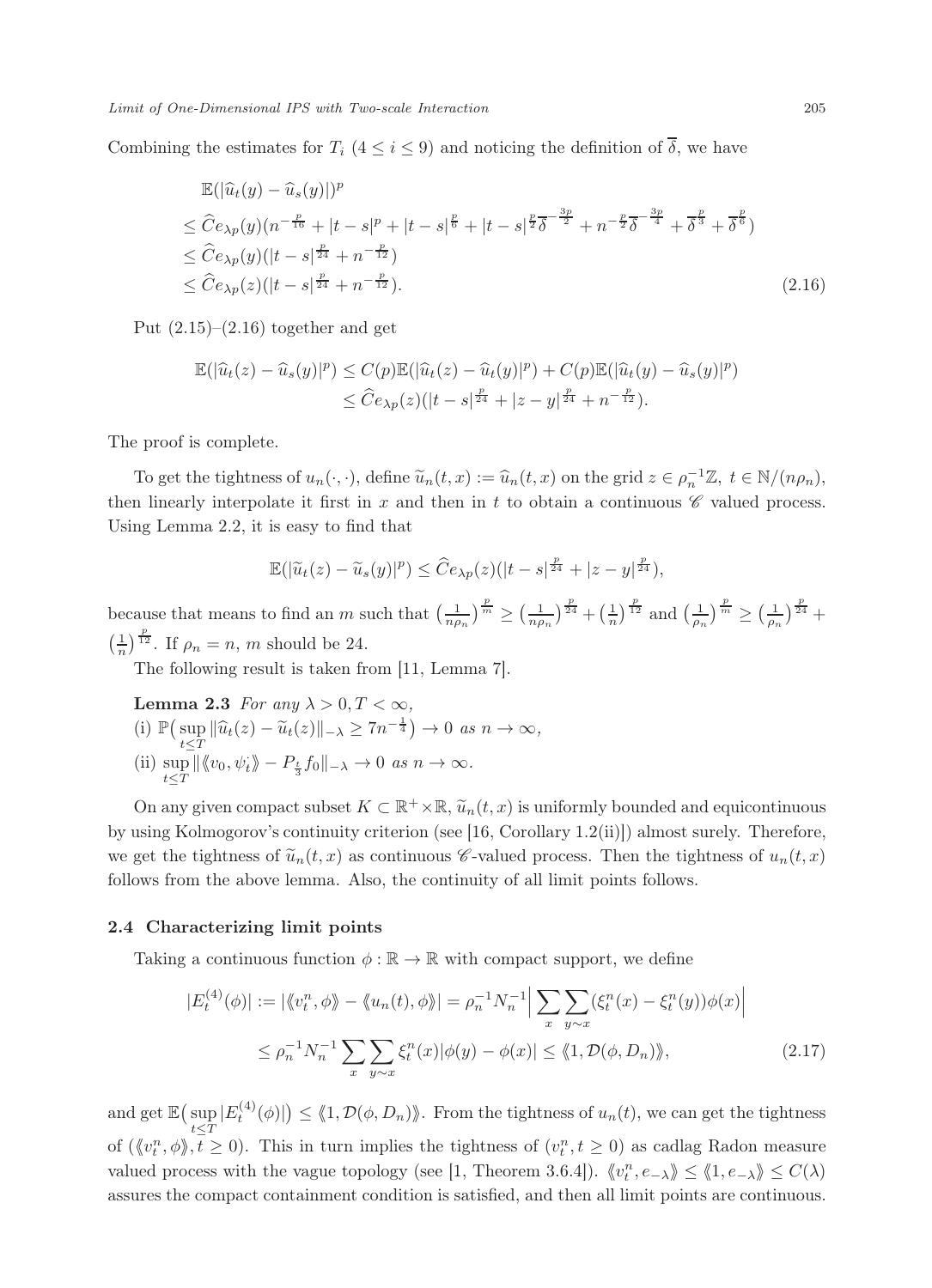Combining the estimates for $T_i$ ($4 \le i \le 9$) and noticing the definition of $\overline{\delta}$, we have

$$
\begin{aligned}
&\mathbb{E}(|\widehat{u}_t(y) - \widehat{u}_s(y)|)^p \\
&\le \widehat{C} e_{\lambda p}(y)(n^{-\frac{p}{16}} + |t-s|^p + |t-s|^{\frac{p}{6}} + |t-s|^{\frac{p}{2}} \overline{\delta}^{-\frac{3p}{2}} + n^{-\frac{p}{2}} \overline{\delta}^{-\frac{3p}{4}} + \overline{\delta}^{\frac{p}{3}} + \overline{\delta}^{\frac{p}{6}}) \\
&\le \widehat{C} e_{\lambda p}(y)(|t-s|^{\frac{p}{24}} + n^{-\frac{p}{12}}) \\
&\le \widehat{C} e_{\lambda p}(z)(|t-s|^{\frac{p}{24}} + n^{-\frac{p}{12}}).
\end{aligned} \tag{2.16}
$$

Put (2.15)–(2.16) together and get

$$
\begin{aligned}
\mathbb{E}(|\widehat{u}_t(z) - \widehat{u}_s(y)|^p) &\le C(p)\mathbb{E}(|\widehat{u}_t(z) - \widehat{u}_t(y)|^p) + C(p)\mathbb{E}(|\widehat{u}_t(y) - \widehat{u}_s(y)|^p) \\
&\le \widehat{C} e_{\lambda p}(z)(|t-s|^{\frac{p}{24}} + |z-y|^{\frac{p}{24}} + n^{-\frac{p}{12}}).
\end{aligned}
$$

The proof is complete.

To get the tightness of $u_n(\cdot,\cdot)$, define $\widetilde{u}_n(t,x) := \widehat{u}_n(t,x)$ on the grid $z \in \rho_n^{-1}\mathbb{Z}$, $t \in \mathbb{N}/(n\rho_n)$, then linearly interpolate it first in $x$ and then in $t$ to obtain a continuous $\mathscr{C}$ valued process. Using Lemma 2.2, it is easy to find that

$$
\mathbb{E}(|\widetilde{u}_t(z) - \widetilde{u}_s(y)|^p) \le \widehat{C} e_{\lambda p}(z)(|t-s|^{\frac{p}{24}} + |z-y|^{\frac{p}{24}}),
$$

because that means to find an $m$ such that $\left(\frac{1}{n\rho_n}\right)^{\frac{p}{m}} \ge \left(\frac{1}{n\rho_n}\right)^{\frac{p}{24}} + \left(\frac{1}{n}\right)^{\frac{p}{12}}$ and $\left(\frac{1}{\rho_n}\right)^{\frac{p}{m}} \ge \left(\frac{1}{\rho_n}\right)^{\frac{p}{24}} + \left(\frac{1}{n}\right)^{\frac{p}{12}}$. If $\rho_n = n$, $m$ should be 24.

The following result is taken from [11, Lemma 7].

**Lemma 2.3** *For any $\lambda > 0, T < \infty$,*

(i) $\mathbb{P}\big(\sup_{t \le T} \|\widehat{u}_t(z) - \widetilde{u}_t(z)\|_{-\lambda} \ge 7n^{-\frac{1}{4}}\big) \to 0$ *as* $n \to \infty$,

(ii) $\sup_{t \le T} \|\langle\!\langle v_0, \psi_t^{\cdot} \rangle\!\rangle - P_{\frac{t}{3}} f_0\|_{-\lambda} \to 0$ *as* $n \to \infty$.

On any given compact subset $K \subset \mathbb{R}^+ \times \mathbb{R}$, $\widetilde{u}_n(t,x)$ is uniformly bounded and equicontinuous by using Kolmogorov's continuity criterion (see [16, Corollary 1.2(ii)]) almost surely. Therefore, we get the tightness of $\widetilde{u}_n(t,x)$ as continuous $\mathscr{C}$-valued process. Then the tightness of $u_n(t,x)$ follows from the above lemma. Also, the continuity of all limit points follows.

### 2.4 Characterizing limit points

Taking a continuous function $\phi : \mathbb{R} \to \mathbb{R}$ with compact support, we define

$$
\begin{aligned}
|E_t^{(4)}(\phi)| := |\langle\!\langle v_t^n, \phi \rangle\!\rangle - \langle\!\langle u_n(t), \phi \rangle\!\rangle| &= \rho_n^{-1} N_n^{-1} \Big| \sum_x \sum_{y \sim x} (\xi_t^n(x) - \xi_t^n(y))\phi(x) \Big| \\
&\le \rho_n^{-1} N_n^{-1} \sum_x \sum_{y \sim x} \xi_t^n(x) |\phi(y) - \phi(x)| \le \langle\!\langle 1, \mathcal{D}(\phi, D_n) \rangle\!\rangle,
\end{aligned} \tag{2.17}
$$

and get $\mathbb{E}\big(\sup_{t \le T} |E_t^{(4)}(\phi)|\big) \le \langle\!\langle 1, \mathcal{D}(\phi, D_n) \rangle\!\rangle$. From the tightness of $u_n(t)$, we can get the tightness of $(\langle\!\langle v_t^n, \phi \rangle\!\rangle, t \ge 0)$. This in turn implies the tightness of $(v_t^n, t \ge 0)$ as cadlag Radon measure valued process with the vague topology (see [1, Theorem 3.6.4]). $\langle\!\langle v_t^n, e_{-\lambda} \rangle\!\rangle \le \langle\!\langle 1, e_{-\lambda} \rangle\!\rangle \le C(\lambda)$ assures the compact containment condition is satisfied, and then all limit points are continuous.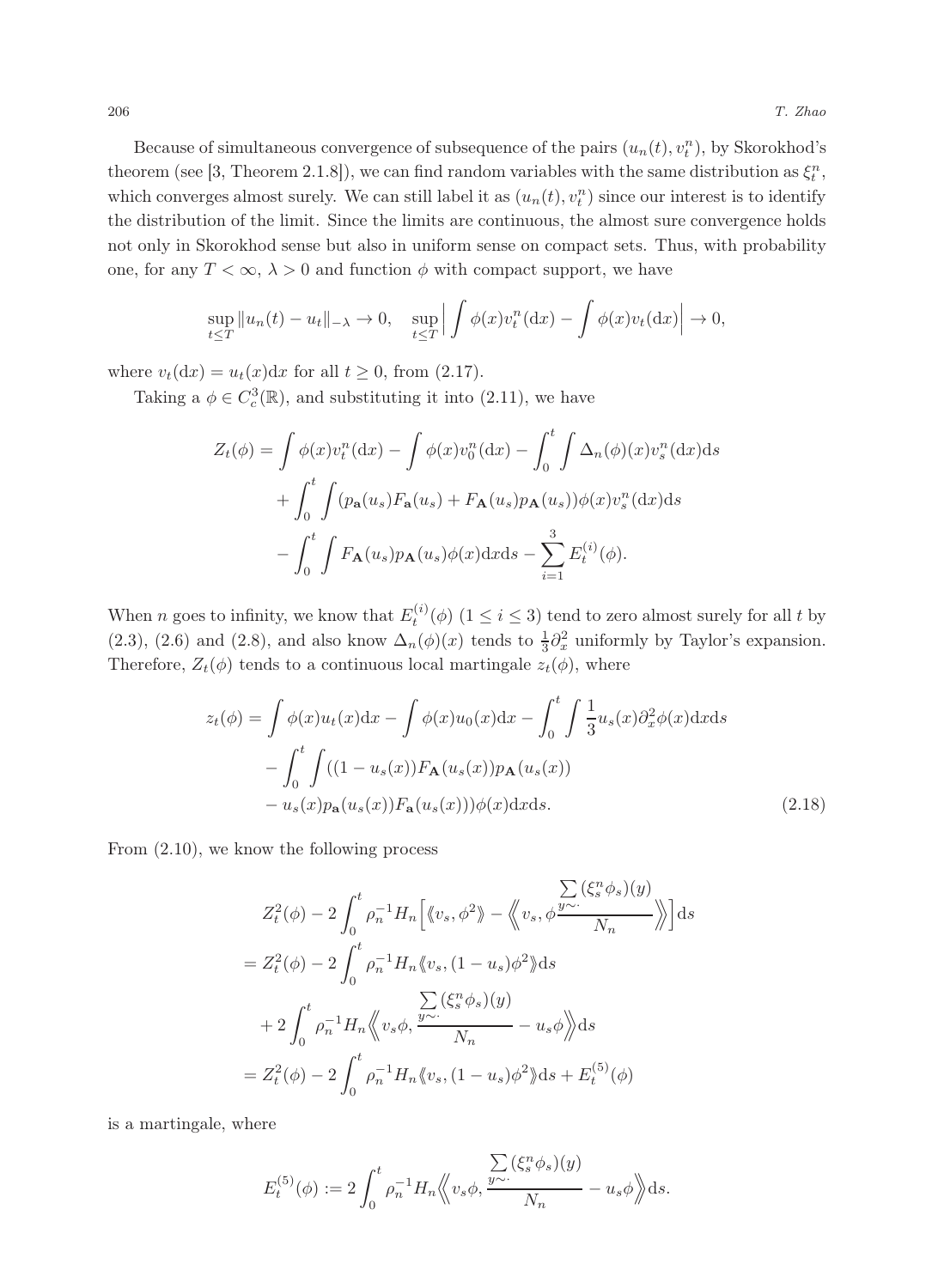Because of simultaneous convergence of subsequence of the pairs $(u_n(t), v_t^n)$, by Skorokhod's theorem (see [3, Theorem 2.1.8]), we can find random variables with the same distribution as $\xi_t^n$, which converges almost surely. We can still label it as $(u_n(t), v_t^n)$ since our interest is to identify the distribution of the limit. Since the limits are continuous, the almost sure convergence holds not only in Skorokhod sense but also in uniform sense on compact sets. Thus, with probability one, for any $T < \infty$, $\lambda > 0$ and function $\phi$ with compact support, we have

$$\sup_{t \le T} \|u_n(t) - u_t\|_{-\lambda} \to 0, \quad \sup_{t \le T} \Big| \int \phi(x) v_t^n(\mathrm{d}x) - \int \phi(x) v_t(\mathrm{d}x) \Big| \to 0,$$

where $v_t(\mathrm{d}x) = u_t(x)\mathrm{d}x$ for all $t \ge 0$, from (2.17).

Taking a $\phi \in C_c^3(\mathbb{R})$, and substituting it into (2.11), we have

$$\begin{aligned}
Z_t(\phi) &= \int \phi(x) v_t^n(\mathrm{d}x) - \int \phi(x) v_0^n(\mathrm{d}x) - \int_0^t \int \Delta_n(\phi)(x) v_s^n(\mathrm{d}x)\mathrm{d}s \\
&\quad + \int_0^t \int (p_{\mathbf{a}}(u_s) F_{\mathbf{a}}(u_s) + F_{\mathbf{A}}(u_s) p_{\mathbf{A}}(u_s)) \phi(x) v_s^n(\mathrm{d}x)\mathrm{d}s \\
&\quad - \int_0^t \int F_{\mathbf{A}}(u_s) p_{\mathbf{A}}(u_s) \phi(x)\mathrm{d}x\mathrm{d}s - \sum_{i=1}^3 E_t^{(i)}(\phi).
\end{aligned}$$

When $n$ goes to infinity, we know that $E_t^{(i)}(\phi)$ $(1 \le i \le 3)$ tend to zero almost surely for all $t$ by (2.3), (2.6) and (2.8), and also know $\Delta_n(\phi)(x)$ tends to $\frac{1}{3}\partial_x^2$ uniformly by Taylor's expansion. Therefore, $Z_t(\phi)$ tends to a continuous local martingale $z_t(\phi)$, where

$$\begin{aligned}
z_t(\phi) &= \int \phi(x) u_t(x)\mathrm{d}x - \int \phi(x) u_0(x)\mathrm{d}x - \int_0^t \int \frac{1}{3} u_s(x) \partial_x^2 \phi(x)\mathrm{d}x\mathrm{d}s \\
&\quad - \int_0^t \int ((1 - u_s(x)) F_{\mathbf{A}}(u_s(x)) p_{\mathbf{A}}(u_s(x)) \\
&\quad - u_s(x) p_{\mathbf{a}}(u_s(x)) F_{\mathbf{a}}(u_s(x))) \phi(x)\mathrm{d}x\mathrm{d}s. 
\end{aligned} \tag{2.18}$$

From (2.10), we know the following process

$$\begin{aligned}
&Z_t^2(\phi) - 2\int_0^t \rho_n^{-1} H_n \Big[ \langle\!\langle v_s, \phi^2 \rangle\!\rangle - \Big\langle\!\!\Big\langle v_s, \phi \frac{\sum_{y \sim \cdot} (\xi_s^n \phi_s)(y)}{N_n} \Big\rangle\!\!\Big\rangle \Big] \mathrm{d}s \\
&= Z_t^2(\phi) - 2\int_0^t \rho_n^{-1} H_n \langle\!\langle v_s, (1 - u_s)\phi^2 \rangle\!\rangle \mathrm{d}s \\
&\quad + 2\int_0^t \rho_n^{-1} H_n \Big\langle\!\!\Big\langle v_s \phi, \frac{\sum_{y \sim \cdot} (\xi_s^n \phi_s)(y)}{N_n} - u_s \phi \Big\rangle\!\!\Big\rangle \mathrm{d}s \\
&= Z_t^2(\phi) - 2\int_0^t \rho_n^{-1} H_n \langle\!\langle v_s, (1 - u_s)\phi^2 \rangle\!\rangle \mathrm{d}s + E_t^{(5)}(\phi)
\end{aligned}$$

is a martingale, where

$$E_t^{(5)}(\phi) := 2\int_0^t \rho_n^{-1} H_n \Big\langle\!\!\Big\langle v_s \phi, \frac{\sum_{y \sim \cdot} (\xi_s^n \phi_s)(y)}{N_n} - u_s \phi \Big\rangle\!\!\Big\rangle \mathrm{d}s.$$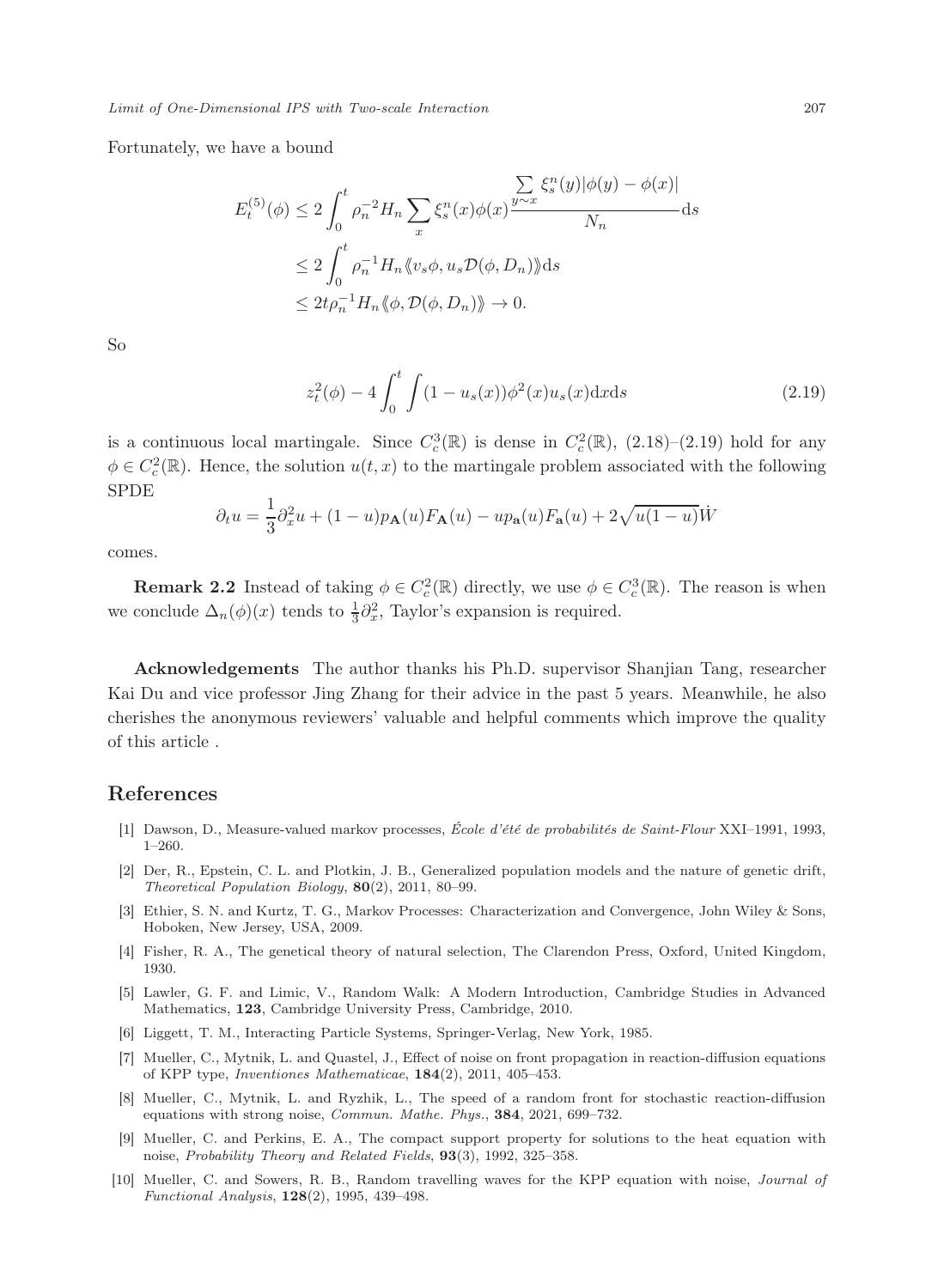Fortunately, we have a bound

$$
\begin{aligned}
E_t^{(5)}(\phi) &\le 2\int_0^t \rho_n^{-2} H_n \sum_x \xi_s^n(x)\phi(x) \frac{\sum\limits_{y\sim x} \xi_s^n(y)|\phi(y)-\phi(x)|}{N_n} \mathrm{d}s \\
&\le 2\int_0^t \rho_n^{-1} H_n \langle\!\langle v_s\phi, u_s \mathcal{D}(\phi, D_n)\rangle\!\rangle \mathrm{d}s \\
&\le 2t\rho_n^{-1} H_n \langle\!\langle \phi, \mathcal{D}(\phi, D_n)\rangle\!\rangle \to 0.
\end{aligned}
$$

So

$$
z_t^2(\phi) - 4\int_0^t \int (1-u_s(x))\phi^2(x) u_s(x)\mathrm{d}x\mathrm{d}s \tag{2.19}
$$

is a continuous local martingale. Since $C_c^3(\mathbb{R})$ is dense in $C_c^2(\mathbb{R})$, (2.18)–(2.19) hold for any $\phi \in C_c^2(\mathbb{R})$. Hence, the solution $u(t,x)$ to the martingale problem associated with the following SPDE

$$
\partial_t u = \frac{1}{3}\partial_x^2 u + (1-u)p_{\mathbf{A}}(u)F_{\mathbf{A}}(u) - u p_{\mathbf{a}}(u)F_{\mathbf{a}}(u) + 2\sqrt{u(1-u)}\dot{W}
$$

comes.

**Remark 2.2** Instead of taking $\phi \in C_c^2(\mathbb{R})$ directly, we use $\phi \in C_c^3(\mathbb{R})$. The reason is when we conclude $\Delta_n(\phi)(x)$ tends to $\frac{1}{3}\partial_x^2$, Taylor's expansion is required.

**Acknowledgements** The author thanks his Ph.D. supervisor Shanjian Tang, researcher Kai Du and vice professor Jing Zhang for their advice in the past 5 years. Meanwhile, he also cherishes the anonymous reviewers' valuable and helpful comments which improve the quality of this article .

## References

[1] Dawson, D., Measure-valued markov processes, *École d'été de probabilités de Saint-Flour* XXI–1991, 1993, 1–260.

[2] Der, R., Epstein, C. L. and Plotkin, J. B., Generalized population models and the nature of genetic drift, *Theoretical Population Biology*, **80**(2), 2011, 80–99.

[3] Ethier, S. N. and Kurtz, T. G., Markov Processes: Characterization and Convergence, John Wiley & Sons, Hoboken, New Jersey, USA, 2009.

[4] Fisher, R. A., The genetical theory of natural selection, The Clarendon Press, Oxford, United Kingdom, 1930.

[5] Lawler, G. F. and Limic, V., Random Walk: A Modern Introduction, Cambridge Studies in Advanced Mathematics, **123**, Cambridge University Press, Cambridge, 2010.

[6] Liggett, T. M., Interacting Particle Systems, Springer-Verlag, New York, 1985.

[7] Mueller, C., Mytnik, L. and Quastel, J., Effect of noise on front propagation in reaction-diffusion equations of KPP type, *Inventiones Mathematicae*, **184**(2), 2011, 405–453.

[8] Mueller, C., Mytnik, L. and Ryzhik, L., The speed of a random front for stochastic reaction-diffusion equations with strong noise, *Commun. Mathe. Phys.*, **384**, 2021, 699–732.

[9] Mueller, C. and Perkins, E. A., The compact support property for solutions to the heat equation with noise, *Probability Theory and Related Fields*, **93**(3), 1992, 325–358.

[10] Mueller, C. and Sowers, R. B., Random travelling waves for the KPP equation with noise, *Journal of Functional Analysis*, **128**(2), 1995, 439–498.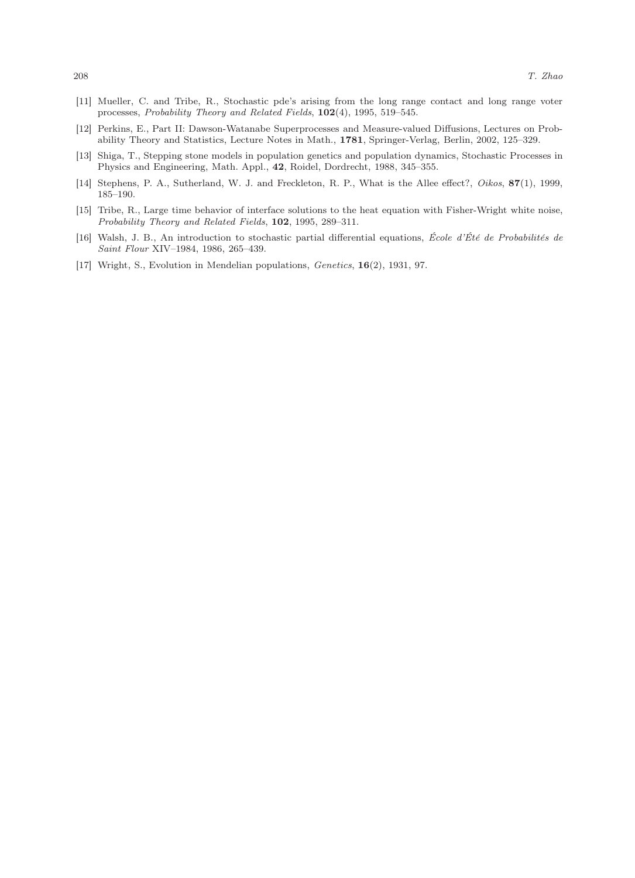[11] Mueller, C. and Tribe, R., Stochastic pde's arising from the long range contact and long range voter processes, *Probability Theory and Related Fields*, **102**(4), 1995, 519–545.

[12] Perkins, E., Part II: Dawson-Watanabe Superprocesses and Measure-valued Diffusions, Lectures on Probability Theory and Statistics, Lecture Notes in Math., **1781**, Springer-Verlag, Berlin, 2002, 125–329.

[13] Shiga, T., Stepping stone models in population genetics and population dynamics, Stochastic Processes in Physics and Engineering, Math. Appl., **42**, Roidel, Dordrecht, 1988, 345–355.

[14] Stephens, P. A., Sutherland, W. J. and Freckleton, R. P., What is the Allee effect?, *Oikos*, **87**(1), 1999, 185–190.

[15] Tribe, R., Large time behavior of interface solutions to the heat equation with Fisher-Wright white noise, *Probability Theory and Related Fields*, **102**, 1995, 289–311.

[16] Walsh, J. B., An introduction to stochastic partial differential equations, *École d'Été de Probabilités de Saint Flour* XIV–1984, 1986, 265–439.

[17] Wright, S., Evolution in Mendelian populations, *Genetics*, **16**(2), 1931, 97.